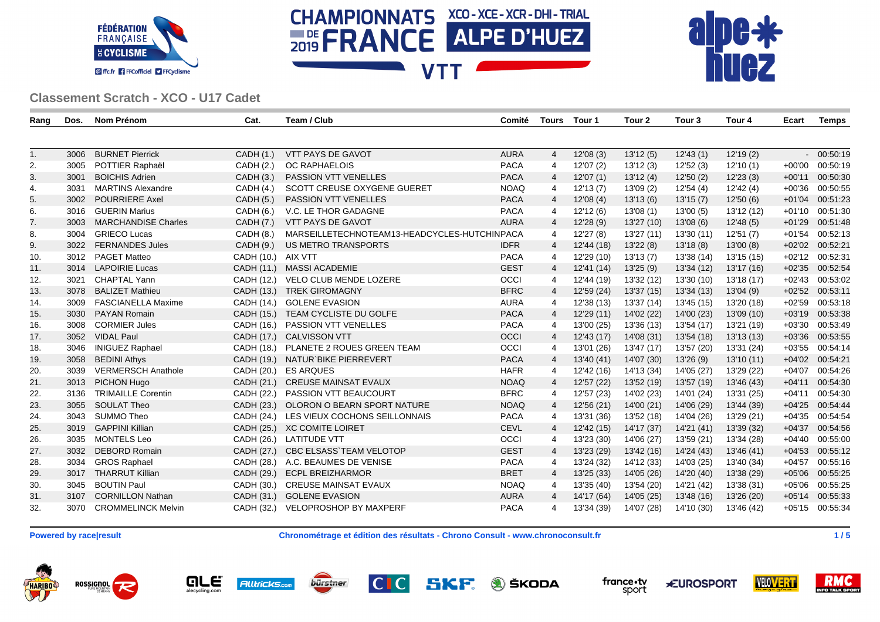## Classement Scratch - XCO - U17 Cadet

| Rang | Dos. | Nom Prénom | Cat. | Team / Club | Comité | Tours | Tour 1 | Tour 2 | Tour 3 | Tour 4 | Ecart | Temps |
|---|---|---|---|---|---|---|---|---|---|---|---|---|
| 1. | 3006 | BURNET Pierrick | CADH (1.) | VTT PAYS DE GAVOT | AURA | 4 | 12'08 (3) | 13'12 (5) | 12'43 (1) | 12'19 (2) | - | 00:50:19 |
| 2. | 3005 | POTTIER Raphaël | CADH (2.) | OC RAPHAELOIS | PACA | 4 | 12'07 (2) | 13'12 (3) | 12'52 (3) | 12'10 (1) | +00'00 | 00:50:19 |
| 3. | 3001 | BOICHIS Adrien | CADH (3.) | PASSION VTT VENELLES | PACA | 4 | 12'07 (1) | 13'12 (4) | 12'50 (2) | 12'23 (3) | +00'11 | 00:50:30 |
| 4. | 3031 | MARTINS Alexandre | CADH (4.) | SCOTT CREUSE OXYGENE GUERET | NOAQ | 4 | 12'13 (7) | 13'09 (2) | 12'54 (4) | 12'42 (4) | +00'36 | 00:50:55 |
| 5. | 3002 | POURRIERE Axel | CADH (5.) | PASSION VTT VENELLES | PACA | 4 | 12'08 (4) | 13'13 (6) | 13'15 (7) | 12'50 (6) | +01'04 | 00:51:23 |
| 6. | 3016 | GUERIN Marius | CADH (6.) | V.C. LE THOR GADAGNE | PACA | 4 | 12'12 (6) | 13'08 (1) | 13'00 (5) | 13'12 (12) | +01'10 | 00:51:30 |
| 7. | 3003 | MARCHANDISE Charles | CADH (7.) | VTT PAYS DE GAVOT | AURA | 4 | 12'28 (9) | 13'27 (10) | 13'08 (6) | 12'48 (5) | +01'29 | 00:51:48 |
| 8. | 3004 | GRIECO Lucas | CADH (8.) | MARSEILLETECHNOTEAM13-HEADCYCLES-HUTCHIN | PACA | 4 | 12'27 (8) | 13'27 (11) | 13'30 (11) | 12'51 (7) | +01'54 | 00:52:13 |
| 9. | 3022 | FERNANDES Jules | CADH (9.) | US METRO TRANSPORTS | IDFR | 4 | 12'44 (18) | 13'22 (8) | 13'18 (8) | 13'00 (8) | +02'02 | 00:52:21 |
| 10. | 3012 | PAGET Matteo | CADH (10.) | AIX VTT | PACA | 4 | 12'29 (10) | 13'13 (7) | 13'38 (14) | 13'15 (15) | +02'12 | 00:52:31 |
| 11. | 3014 | LAPOIRIE Lucas | CADH (11.) | MASSI ACADEMIE | GEST | 4 | 12'41 (14) | 13'25 (9) | 13'34 (12) | 13'17 (16) | +02'35 | 00:52:54 |
| 12. | 3021 | CHAPTAL Yann | CADH (12.) | VELO CLUB MENDE LOZERE | OCCI | 4 | 12'44 (19) | 13'32 (12) | 13'30 (10) | 13'18 (17) | +02'43 | 00:53:02 |
| 13. | 3078 | BALIZET Mathieu | CADH (13.) | TREK GIROMAGNY | BFRC | 4 | 12'59 (24) | 13'37 (15) | 13'34 (13) | 13'04 (9) | +02'52 | 00:53:11 |
| 14. | 3009 | FASCIANELLA Maxime | CADH (14.) | GOLENE EVASION | AURA | 4 | 12'38 (13) | 13'37 (14) | 13'45 (15) | 13'20 (18) | +02'59 | 00:53:18 |
| 15. | 3030 | PAYAN Romain | CADH (15.) | TEAM CYCLISTE DU GOLFE | PACA | 4 | 12'29 (11) | 14'02 (22) | 14'00 (23) | 13'09 (10) | +03'19 | 00:53:38 |
| 16. | 3008 | CORMIER Jules | CADH (16.) | PASSION VTT VENELLES | PACA | 4 | 13'00 (25) | 13'36 (13) | 13'54 (17) | 13'21 (19) | +03'30 | 00:53:49 |
| 17. | 3052 | VIDAL Paul | CADH (17.) | CALVISSON VTT | OCCI | 4 | 12'43 (17) | 14'08 (31) | 13'54 (18) | 13'13 (13) | +03'36 | 00:53:55 |
| 18. | 3046 | INIGUEZ Raphael | CADH (18.) | PLANETE 2 ROUES GREEN TEAM | OCCI | 4 | 13'01 (26) | 13'47 (17) | 13'57 (20) | 13'31 (24) | +03'55 | 00:54:14 |
| 19. | 3058 | BEDINI Athys | CADH (19.) | NATUR`BIKE PIERREVERT | PACA | 4 | 13'40 (41) | 14'07 (30) | 13'26 (9) | 13'10 (11) | +04'02 | 00:54:21 |
| 20. | 3039 | VERMERSCH Anathole | CADH (20.) | ES ARQUES | HAFR | 4 | 12'42 (16) | 14'13 (34) | 14'05 (27) | 13'29 (22) | +04'07 | 00:54:26 |
| 21. | 3013 | PICHON Hugo | CADH (21.) | CREUSE MAINSAT EVAUX | NOAQ | 4 | 12'57 (22) | 13'52 (19) | 13'57 (19) | 13'46 (43) | +04'11 | 00:54:30 |
| 22. | 3136 | TRIMAILLE Corentin | CADH (22.) | PASSION VTT BEAUCOURT | BFRC | 4 | 12'57 (23) | 14'02 (23) | 14'01 (24) | 13'31 (25) | +04'11 | 00:54:30 |
| 23. | 3055 | SOULAT Theo | CADH (23.) | OLORON O BEARN SPORT NATURE | NOAQ | 4 | 12'56 (21) | 14'00 (21) | 14'06 (29) | 13'44 (39) | +04'25 | 00:54:44 |
| 24. | 3043 | SUMMO Theo | CADH (24.) | LES VIEUX COCHONS SEILLONNAIS | PACA | 4 | 13'31 (36) | 13'52 (18) | 14'04 (26) | 13'29 (21) | +04'35 | 00:54:54 |
| 25. | 3019 | GAPPINI Killian | CADH (25.) | XC COMITE LOIRET | CEVL | 4 | 12'42 (15) | 14'17 (37) | 14'21 (41) | 13'39 (32) | +04'37 | 00:54:56 |
| 26. | 3035 | MONTELS Leo | CADH (26.) | LATITUDE VTT | OCCI | 4 | 13'23 (30) | 14'06 (27) | 13'59 (21) | 13'34 (28) | +04'40 | 00:55:00 |
| 27. | 3032 | DEBORD Romain | CADH (27.) | CBC ELSASS`TEAM VELOTOP | GEST | 4 | 13'23 (29) | 13'42 (16) | 14'24 (43) | 13'46 (41) | +04'53 | 00:55:12 |
| 28. | 3034 | GROS Raphael | CADH (28.) | A.C. BEAUMES DE VENISE | PACA | 4 | 13'24 (32) | 14'12 (33) | 14'03 (25) | 13'40 (34) | +04'57 | 00:55:16 |
| 29. | 3017 | THARRUT Killian | CADH (29.) | ECPL BREIZHARMOR | BRET | 4 | 13'25 (33) | 14'05 (26) | 14'20 (40) | 13'38 (29) | +05'06 | 00:55:25 |
| 30. | 3045 | BOUTIN Paul | CADH (30.) | CREUSE MAINSAT EVAUX | NOAQ | 4 | 13'35 (40) | 13'54 (20) | 14'21 (42) | 13'38 (31) | +05'06 | 00:55:25 |
| 31. | 3107 | CORNILLON Nathan | CADH (31.) | GOLENE EVASION | AURA | 4 | 14'17 (64) | 14'05 (25) | 13'48 (16) | 13'26 (20) | +05'14 | 00:55:33 |
| 32. | 3070 | CROMMELINCK Melvin | CADH (32.) | VELOPROSHOP BY MAXPERF | PACA | 4 | 13'34 (39) | 14'07 (28) | 14'10 (30) | 13'46 (42) | +05'15 | 00:55:34 |

**Powered by race|result** **Chronométrage et édition des résultats - Chrono Consult - www.chronoconsult.fr**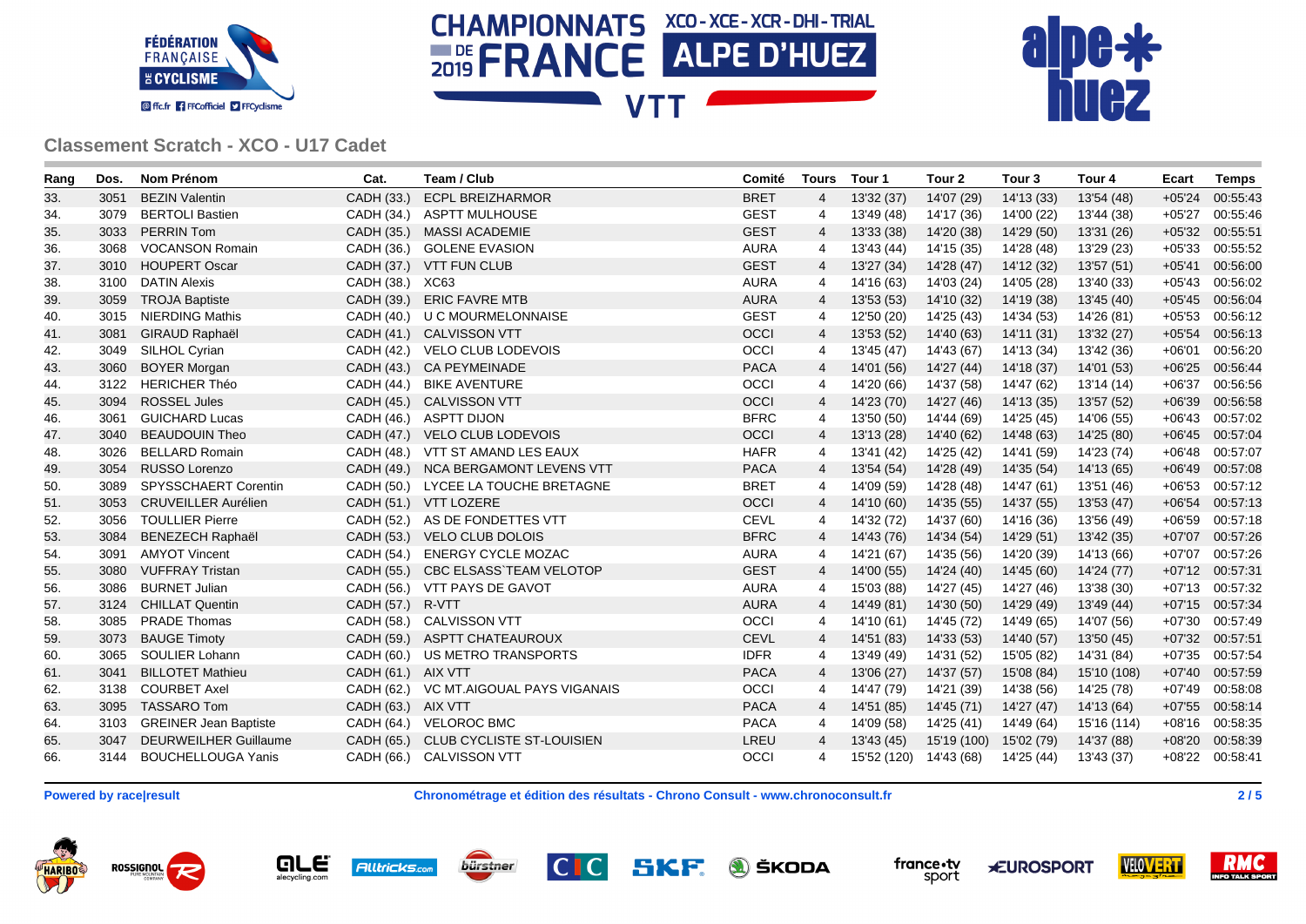## Classement Scratch - XCO - U17 Cadet

| Rang | Dos. | Nom Prénom | Cat. | Team / Club | Comité | Tours | Tour 1 | Tour 2 | Tour 3 | Tour 4 | Ecart | Temps |
|---|---|---|---|---|---|---|---|---|---|---|---|---|
| 33. | 3051 | BEZIN Valentin | CADH (33.) | ECPL BREIZHARMOR | BRET | 4 | 13'32 (37) | 14'07 (29) | 14'13 (33) | 13'54 (48) | +05'24 | 00:55:43 |
| 34. | 3079 | BERTOLI Bastien | CADH (34.) | ASPTT MULHOUSE | GEST | 4 | 13'49 (48) | 14'17 (36) | 14'00 (22) | 13'44 (38) | +05'27 | 00:55:46 |
| 35. | 3033 | PERRIN Tom | CADH (35.) | MASSI ACADEMIE | GEST | 4 | 13'33 (38) | 14'20 (38) | 14'29 (50) | 13'31 (26) | +05'32 | 00:55:51 |
| 36. | 3068 | VOCANSON Romain | CADH (36.) | GOLENE EVASION | AURA | 4 | 13'43 (44) | 14'15 (35) | 14'28 (48) | 13'29 (23) | +05'33 | 00:55:52 |
| 37. | 3010 | HOUPERT Oscar | CADH (37.) | VTT FUN CLUB | GEST | 4 | 13'27 (34) | 14'28 (47) | 14'12 (32) | 13'57 (51) | +05'41 | 00:56:00 |
| 38. | 3100 | DATIN Alexis | CADH (38.) | XC63 | AURA | 4 | 14'16 (63) | 14'03 (24) | 14'05 (28) | 13'40 (33) | +05'43 | 00:56:02 |
| 39. | 3059 | TROJA Baptiste | CADH (39.) | ERIC FAVRE MTB | AURA | 4 | 13'53 (53) | 14'10 (32) | 14'19 (38) | 13'45 (40) | +05'45 | 00:56:04 |
| 40. | 3015 | NIERDING Mathis | CADH (40.) | U C MOURMELONNAISE | GEST | 4 | 12'50 (20) | 14'25 (43) | 14'34 (53) | 14'26 (81) | +05'53 | 00:56:12 |
| 41. | 3081 | GIRAUD Raphaël | CADH (41.) | CALVISSON VTT | OCCI | 4 | 13'53 (52) | 14'40 (63) | 14'11 (31) | 13'32 (27) | +05'54 | 00:56:13 |
| 42. | 3049 | SILHOL Cyrian | CADH (42.) | VELO CLUB LODEVOIS | OCCI | 4 | 13'45 (47) | 14'43 (67) | 14'13 (34) | 13'42 (36) | +06'01 | 00:56:20 |
| 43. | 3060 | BOYER Morgan | CADH (43.) | CA PEYMEINADE | PACA | 4 | 14'01 (56) | 14'27 (44) | 14'18 (37) | 14'01 (53) | +06'25 | 00:56:44 |
| 44. | 3122 | HERICHER Théo | CADH (44.) | BIKE AVENTURE | OCCI | 4 | 14'20 (66) | 14'37 (58) | 14'47 (62) | 13'14 (14) | +06'37 | 00:56:56 |
| 45. | 3094 | ROSSEL Jules | CADH (45.) | CALVISSON VTT | OCCI | 4 | 14'23 (70) | 14'27 (46) | 14'13 (35) | 13'57 (52) | +06'39 | 00:56:58 |
| 46. | 3061 | GUICHARD Lucas | CADH (46.) | ASPTT DIJON | BFRC | 4 | 13'50 (50) | 14'44 (69) | 14'25 (45) | 14'06 (55) | +06'43 | 00:57:02 |
| 47. | 3040 | BEAUDOUIN Theo | CADH (47.) | VELO CLUB LODEVOIS | OCCI | 4 | 13'13 (28) | 14'40 (62) | 14'48 (63) | 14'25 (80) | +06'45 | 00:57:04 |
| 48. | 3026 | BELLARD Romain | CADH (48.) | VTT ST AMAND LES EAUX | HAFR | 4 | 13'41 (42) | 14'25 (42) | 14'41 (59) | 14'23 (74) | +06'48 | 00:57:07 |
| 49. | 3054 | RUSSO Lorenzo | CADH (49.) | NCA BERGAMONT LEVENS VTT | PACA | 4 | 13'54 (54) | 14'28 (49) | 14'35 (54) | 14'13 (65) | +06'49 | 00:57:08 |
| 50. | 3089 | SPYSSCHAERT Corentin | CADH (50.) | LYCEE LA TOUCHE BRETAGNE | BRET | 4 | 14'09 (59) | 14'28 (48) | 14'47 (61) | 13'51 (46) | +06'53 | 00:57:12 |
| 51. | 3053 | CRUVEILLER Aurélien | CADH (51.) | VTT LOZERE | OCCI | 4 | 14'10 (60) | 14'35 (55) | 14'37 (55) | 13'53 (47) | +06'54 | 00:57:13 |
| 52. | 3056 | TOULLIER Pierre | CADH (52.) | AS DE FONDETTES VTT | CEVL | 4 | 14'32 (72) | 14'37 (60) | 14'16 (36) | 13'56 (49) | +06'59 | 00:57:18 |
| 53. | 3084 | BENEZECH Raphaël | CADH (53.) | VELO CLUB DOLOIS | BFRC | 4 | 14'43 (76) | 14'34 (54) | 14'29 (51) | 13'42 (35) | +07'07 | 00:57:26 |
| 54. | 3091 | AMYOT Vincent | CADH (54.) | ENERGY CYCLE MOZAC | AURA | 4 | 14'21 (67) | 14'35 (56) | 14'20 (39) | 14'13 (66) | +07'07 | 00:57:26 |
| 55. | 3080 | VUFFRAY Tristan | CADH (55.) | CBC ELSASS`TEAM VELOTOP | GEST | 4 | 14'00 (55) | 14'24 (40) | 14'45 (60) | 14'24 (77) | +07'12 | 00:57:31 |
| 56. | 3086 | BURNET Julian | CADH (56.) | VTT PAYS DE GAVOT | AURA | 4 | 15'03 (88) | 14'27 (45) | 14'27 (46) | 13'38 (30) | +07'13 | 00:57:32 |
| 57. | 3124 | CHILLAT Quentin | CADH (57.) | R-VTT | AURA | 4 | 14'49 (81) | 14'30 (50) | 14'29 (49) | 13'49 (44) | +07'15 | 00:57:34 |
| 58. | 3085 | PRADE Thomas | CADH (58.) | CALVISSON VTT | OCCI | 4 | 14'10 (61) | 14'45 (72) | 14'49 (65) | 14'07 (56) | +07'30 | 00:57:49 |
| 59. | 3073 | BAUGE Timoty | CADH (59.) | ASPTT CHATEAUROUX | CEVL | 4 | 14'51 (83) | 14'33 (53) | 14'40 (57) | 13'50 (45) | +07'32 | 00:57:51 |
| 60. | 3065 | SOULIER Lohann | CADH (60.) | US METRO TRANSPORTS | IDFR | 4 | 13'49 (49) | 14'31 (52) | 15'05 (82) | 14'31 (84) | +07'35 | 00:57:54 |
| 61. | 3041 | BILLOTET Mathieu | CADH (61.) | AIX VTT | PACA | 4 | 13'06 (27) | 14'37 (57) | 15'08 (84) | 15'10 (108) | +07'40 | 00:57:59 |
| 62. | 3138 | COURBET Axel | CADH (62.) | VC MT.AIGOUAL PAYS VIGANAIS | OCCI | 4 | 14'47 (79) | 14'21 (39) | 14'38 (56) | 14'25 (78) | +07'49 | 00:58:08 |
| 63. | 3095 | TASSARO Tom | CADH (63.) | AIX VTT | PACA | 4 | 14'51 (85) | 14'45 (71) | 14'27 (47) | 14'13 (64) | +07'55 | 00:58:14 |
| 64. | 3103 | GREINER Jean Baptiste | CADH (64.) | VELOROC BMC | PACA | 4 | 14'09 (58) | 14'25 (41) | 14'49 (64) | 15'16 (114) | +08'16 | 00:58:35 |
| 65. | 3047 | DEURWEILHER Guillaume | CADH (65.) | CLUB CYCLISTE ST-LOUISIEN | LREU | 4 | 13'43 (45) | 15'19 (100) | 15'02 (79) | 14'37 (88) | +08'20 | 00:58:39 |
| 66. | 3144 | BOUCHELLOUGA Yanis | CADH (66.) | CALVISSON VTT | OCCI | 4 | 15'52 (120) | 14'43 (68) | 14'25 (44) | 13'43 (37) | +08'22 | 00:58:41 |

**Powered by race|result** — **Chronométrage et édition des résultats - Chrono Consult - www.chronoconsult.fr**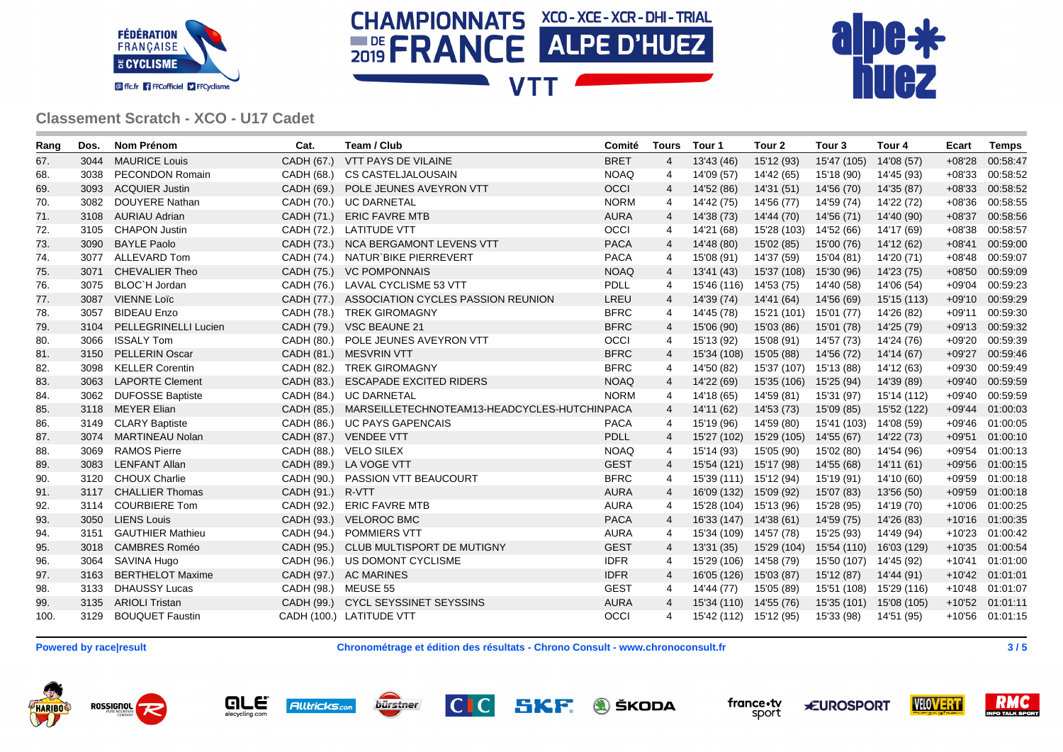## Classement Scratch - XCO - U17 Cadet

| Rang | Dos. | Nom Prénom | Cat. | Team / Club | Comité | Tours | Tour 1 | Tour 2 | Tour 3 | Tour 4 | Ecart | Temps |
|---|---|---|---|---|---|---|---|---|---|---|---|---|
| 67. | 3044 | MAURICE Louis | CADH (67.) | VTT PAYS DE VILAINE | BRET | 4 | 13'43 (46) | 15'12 (93) | 15'47 (105) | 14'08 (57) | +08'28 | 00:58:47 |
| 68. | 3038 | PECONDON Romain | CADH (68.) | CS CASTELJALOUSAIN | NOAQ | 4 | 14'09 (57) | 14'42 (65) | 15'18 (90) | 14'45 (93) | +08'33 | 00:58:52 |
| 69. | 3093 | ACQUIER Justin | CADH (69.) | POLE JEUNES AVEYRON VTT | OCCI | 4 | 14'52 (86) | 14'31 (51) | 14'56 (70) | 14'35 (87) | +08'33 | 00:58:52 |
| 70. | 3082 | DOUYERE Nathan | CADH (70.) | UC DARNETAL | NORM | 4 | 14'42 (75) | 14'56 (77) | 14'59 (74) | 14'22 (72) | +08'36 | 00:58:55 |
| 71. | 3108 | AURIAU Adrian | CADH (71.) | ERIC FAVRE MTB | AURA | 4 | 14'38 (73) | 14'44 (70) | 14'56 (71) | 14'40 (90) | +08'37 | 00:58:56 |
| 72. | 3105 | CHAPON Justin | CADH (72.) | LATITUDE VTT | OCCI | 4 | 14'21 (68) | 15'28 (103) | 14'52 (66) | 14'17 (69) | +08'38 | 00:58:57 |
| 73. | 3090 | BAYLE Paolo | CADH (73.) | NCA BERGAMONT LEVENS VTT | PACA | 4 | 14'48 (80) | 15'02 (85) | 15'00 (76) | 14'12 (62) | +08'41 | 00:59:00 |
| 74. | 3077 | ALLEVARD Tom | CADH (74.) | NATUR`BIKE PIERREVERT | PACA | 4 | 15'08 (91) | 14'37 (59) | 15'04 (81) | 14'20 (71) | +08'48 | 00:59:07 |
| 75. | 3071 | CHEVALIER Theo | CADH (75.) | VC POMPONNAIS | NOAQ | 4 | 13'41 (43) | 15'37 (108) | 15'30 (96) | 14'23 (75) | +08'50 | 00:59:09 |
| 76. | 3075 | BLOC`H Jordan | CADH (76.) | LAVAL CYCLISME 53 VTT | PDLL | 4 | 15'46 (116) | 14'53 (75) | 14'40 (58) | 14'06 (54) | +09'04 | 00:59:23 |
| 77. | 3087 | VIENNE Loïc | CADH (77.) | ASSOCIATION CYCLES PASSION REUNION | LREU | 4 | 14'39 (74) | 14'41 (64) | 14'56 (69) | 15'15 (113) | +09'10 | 00:59:29 |
| 78. | 3057 | BIDEAU Enzo | CADH (78.) | TREK GIROMAGNY | BFRC | 4 | 14'45 (78) | 15'21 (101) | 15'01 (77) | 14'26 (82) | +09'11 | 00:59:30 |
| 79. | 3104 | PELLEGRINELLI Lucien | CADH (79.) | VSC BEAUNE 21 | BFRC | 4 | 15'06 (90) | 15'03 (86) | 15'01 (78) | 14'25 (79) | +09'13 | 00:59:32 |
| 80. | 3066 | ISSALY Tom | CADH (80.) | POLE JEUNES AVEYRON VTT | OCCI | 4 | 15'13 (92) | 15'08 (91) | 14'57 (73) | 14'24 (76) | +09'20 | 00:59:39 |
| 81. | 3150 | PELLERIN Oscar | CADH (81.) | MESVRIN VTT | BFRC | 4 | 15'34 (108) | 15'05 (88) | 14'56 (72) | 14'14 (67) | +09'27 | 00:59:46 |
| 82. | 3098 | KELLER Corentin | CADH (82.) | TREK GIROMAGNY | BFRC | 4 | 14'50 (82) | 15'37 (107) | 15'13 (88) | 14'12 (63) | +09'30 | 00:59:49 |
| 83. | 3063 | LAPORTE Clement | CADH (83.) | ESCAPADE EXCITED RIDERS | NOAQ | 4 | 14'22 (69) | 15'35 (106) | 15'25 (94) | 14'39 (89) | +09'40 | 00:59:59 |
| 84. | 3062 | DUFOSSE Baptiste | CADH (84.) | UC DARNETAL | NORM | 4 | 14'18 (65) | 14'59 (81) | 15'31 (97) | 15'14 (112) | +09'40 | 00:59:59 |
| 85. | 3118 | MEYER Elian | CADH (85.) | MARSEILLETECHNOTEAM13-HEADCYCLES-HUTCHIN | PACA | 4 | 14'11 (62) | 14'53 (73) | 15'09 (85) | 15'52 (122) | +09'44 | 01:00:03 |
| 86. | 3149 | CLARY Baptiste | CADH (86.) | UC PAYS GAPENCAIS | PACA | 4 | 15'19 (96) | 14'59 (80) | 15'41 (103) | 14'08 (59) | +09'46 | 01:00:05 |
| 87. | 3074 | MARTINEAU Nolan | CADH (87.) | VENDEE VTT | PDLL | 4 | 15'27 (102) | 15'29 (105) | 14'55 (67) | 14'22 (73) | +09'51 | 01:00:10 |
| 88. | 3069 | RAMOS Pierre | CADH (88.) | VELO SILEX | NOAQ | 4 | 15'14 (93) | 15'05 (90) | 15'02 (80) | 14'54 (96) | +09'54 | 01:00:13 |
| 89. | 3083 | LENFANT Allan | CADH (89.) | LA VOGE VTT | GEST | 4 | 15'54 (121) | 15'17 (98) | 14'55 (68) | 14'11 (61) | +09'56 | 01:00:15 |
| 90. | 3120 | CHOUX Charlie | CADH (90.) | PASSION VTT BEAUCOURT | BFRC | 4 | 15'39 (111) | 15'12 (94) | 15'19 (91) | 14'10 (60) | +09'59 | 01:00:18 |
| 91. | 3117 | CHALLIER Thomas | CADH (91.) | R-VTT | AURA | 4 | 16'09 (132) | 15'09 (92) | 15'07 (83) | 13'56 (50) | +09'59 | 01:00:18 |
| 92. | 3114 | COURBIERE Tom | CADH (92.) | ERIC FAVRE MTB | AURA | 4 | 15'28 (104) | 15'13 (96) | 15'28 (95) | 14'19 (70) | +10'06 | 01:00:25 |
| 93. | 3050 | LIENS Louis | CADH (93.) | VELOROC BMC | PACA | 4 | 16'33 (147) | 14'38 (61) | 14'59 (75) | 14'26 (83) | +10'16 | 01:00:35 |
| 94. | 3151 | GAUTHIER Mathieu | CADH (94.) | POMMIERS VTT | AURA | 4 | 15'34 (109) | 14'57 (78) | 15'25 (93) | 14'49 (94) | +10'23 | 01:00:42 |
| 95. | 3018 | CAMBRES Roméo | CADH (95.) | CLUB MULTISPORT DE MUTIGNY | GEST | 4 | 13'31 (35) | 15'29 (104) | 15'54 (110) | 16'03 (129) | +10'35 | 01:00:54 |
| 96. | 3064 | SAVINA Hugo | CADH (96.) | US DOMONT CYCLISME | IDFR | 4 | 15'29 (106) | 14'58 (79) | 15'50 (107) | 14'45 (92) | +10'41 | 01:01:00 |
| 97. | 3163 | BERTHELOT Maxime | CADH (97.) | AC MARINES | IDFR | 4 | 16'05 (126) | 15'03 (87) | 15'12 (87) | 14'44 (91) | +10'42 | 01:01:01 |
| 98. | 3133 | DHAUSSY Lucas | CADH (98.) | MEUSE 55 | GEST | 4 | 14'44 (77) | 15'05 (89) | 15'51 (108) | 15'29 (116) | +10'48 | 01:01:07 |
| 99. | 3135 | ARIOLI Tristan | CADH (99.) | CYCL SEYSSINET SEYSSINS | AURA | 4 | 15'34 (110) | 14'55 (76) | 15'35 (101) | 15'08 (105) | +10'52 | 01:01:11 |
| 100. | 3129 | BOUQUET Faustin | CADH (100.) | LATITUDE VTT | OCCI | 4 | 15'42 (112) | 15'12 (95) | 15'33 (98) | 14'51 (95) | +10'56 | 01:01:15 |

**Powered by race|result** — **Chronométrage et édition des résultats - Chrono Consult - www.chronoconsult.fr**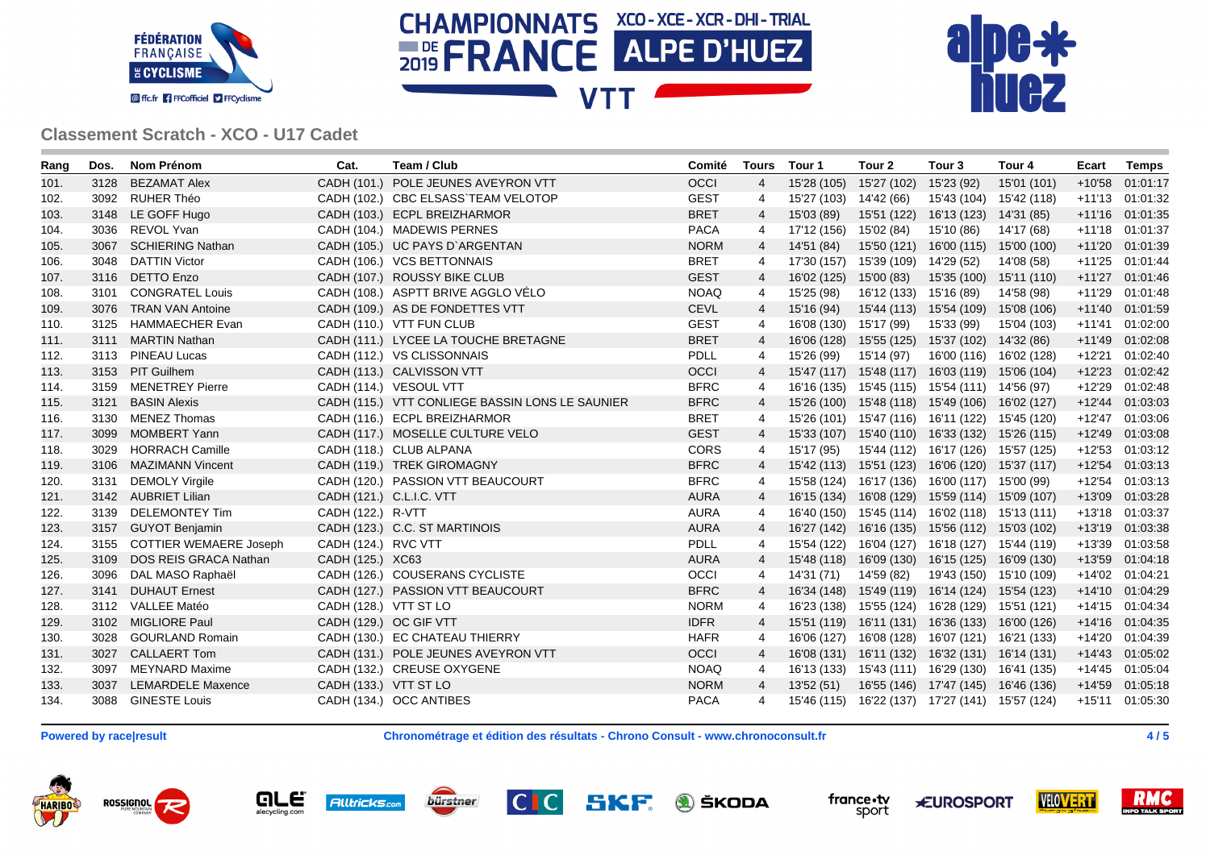## Classement Scratch - XCO - U17 Cadet

| Rang | Dos. | Nom Prénom | Cat. | Team / Club | Comité | Tours | Tour 1 | Tour 2 | Tour 3 | Tour 4 | Ecart | Temps |
|---|---|---|---|---|---|---|---|---|---|---|---|---|
| 101. | 3128 | BEZAMAT Alex | CADH (101.) | POLE JEUNES AVEYRON VTT | OCCI | 4 | 15'28 (105) | 15'27 (102) | 15'23 (92) | 15'01 (101) | +10'58 | 01:01:17 |
| 102. | 3092 | RUHER Théo | CADH (102.) | CBC ELSASS`TEAM VELOTOP | GEST | 4 | 15'27 (103) | 14'42 (66) | 15'43 (104) | 15'42 (118) | +11'13 | 01:01:32 |
| 103. | 3148 | LE GOFF Hugo | CADH (103.) | ECPL BREIZHARMOR | BRET | 4 | 15'03 (89) | 15'51 (122) | 16'13 (123) | 14'31 (85) | +11'16 | 01:01:35 |
| 104. | 3036 | REVOL Yvan | CADH (104.) | MADEWIS PERNES | PACA | 4 | 17'12 (156) | 15'02 (84) | 15'10 (86) | 14'17 (68) | +11'18 | 01:01:37 |
| 105. | 3067 | SCHIERING Nathan | CADH (105.) | UC PAYS D`ARGENTAN | NORM | 4 | 14'51 (84) | 15'50 (121) | 16'00 (115) | 15'00 (100) | +11'20 | 01:01:39 |
| 106. | 3048 | DATTIN Victor | CADH (106.) | VCS BETTONNAIS | BRET | 4 | 17'30 (157) | 15'39 (109) | 14'29 (52) | 14'08 (58) | +11'25 | 01:01:44 |
| 107. | 3116 | DETTO Enzo | CADH (107.) | ROUSSY BIKE CLUB | GEST | 4 | 16'02 (125) | 15'00 (83) | 15'35 (100) | 15'11 (110) | +11'27 | 01:01:46 |
| 108. | 3101 | CONGRATEL Louis | CADH (108.) | ASPTT BRIVE AGGLO VÉLO | NOAQ | 4 | 15'25 (98) | 16'12 (133) | 15'16 (89) | 14'58 (98) | +11'29 | 01:01:48 |
| 109. | 3076 | TRAN VAN Antoine | CADH (109.) | AS DE FONDETTES VTT | CEVL | 4 | 15'16 (94) | 15'44 (113) | 15'54 (109) | 15'08 (106) | +11'40 | 01:01:59 |
| 110. | 3125 | HAMMAECHER Evan | CADH (110.) | VTT FUN CLUB | GEST | 4 | 16'08 (130) | 15'17 (99) | 15'33 (99) | 15'04 (103) | +11'41 | 01:02:00 |
| 111. | 3111 | MARTIN Nathan | CADH (111.) | LYCEE LA TOUCHE BRETAGNE | BRET | 4 | 16'06 (128) | 15'55 (125) | 15'37 (102) | 14'32 (86) | +11'49 | 01:02:08 |
| 112. | 3113 | PINEAU Lucas | CADH (112.) | VS CLISSONNAIS | PDLL | 4 | 15'26 (99) | 15'14 (97) | 16'00 (116) | 16'02 (128) | +12'21 | 01:02:40 |
| 113. | 3153 | PIT Guilhem | CADH (113.) | CALVISSON VTT | OCCI | 4 | 15'47 (117) | 15'48 (117) | 16'03 (119) | 15'06 (104) | +12'23 | 01:02:42 |
| 114. | 3159 | MENETREY Pierre | CADH (114.) | VESOUL VTT | BFRC | 4 | 16'16 (135) | 15'45 (115) | 15'54 (111) | 14'56 (97) | +12'29 | 01:02:48 |
| 115. | 3121 | BASIN Alexis | CADH (115.) | VTT CONLIEGE BASSIN LONS LE SAUNIER | BFRC | 4 | 15'26 (100) | 15'48 (118) | 15'49 (106) | 16'02 (127) | +12'44 | 01:03:03 |
| 116. | 3130 | MENEZ Thomas | CADH (116.) | ECPL BREIZHARMOR | BRET | 4 | 15'26 (101) | 15'47 (116) | 16'11 (122) | 15'45 (120) | +12'47 | 01:03:06 |
| 117. | 3099 | MOMBERT Yann | CADH (117.) | MOSELLE CULTURE VELO | GEST | 4 | 15'33 (107) | 15'40 (110) | 16'33 (132) | 15'26 (115) | +12'49 | 01:03:08 |
| 118. | 3029 | HORRACH Camille | CADH (118.) | CLUB ALPANA | CORS | 4 | 15'17 (95) | 15'44 (112) | 16'17 (126) | 15'57 (125) | +12'53 | 01:03:12 |
| 119. | 3106 | MAZIMANN Vincent | CADH (119.) | TREK GIROMAGNY | BFRC | 4 | 15'42 (113) | 15'51 (123) | 16'06 (120) | 15'37 (117) | +12'54 | 01:03:13 |
| 120. | 3131 | DEMOLY Virgile | CADH (120.) | PASSION VTT BEAUCOURT | BFRC | 4 | 15'58 (124) | 16'17 (136) | 16'00 (117) | 15'00 (99) | +12'54 | 01:03:13 |
| 121. | 3142 | AUBRIET Lilian | CADH (121.) | C.L.I.C. VTT | AURA | 4 | 16'15 (134) | 16'08 (129) | 15'59 (114) | 15'09 (107) | +13'09 | 01:03:28 |
| 122. | 3139 | DELEMONTEY Tim | CADH (122.) | R-VTT | AURA | 4 | 16'40 (150) | 15'45 (114) | 16'02 (118) | 15'13 (111) | +13'18 | 01:03:37 |
| 123. | 3157 | GUYOT Benjamin | CADH (123.) | C.C. ST MARTINOIS | AURA | 4 | 16'27 (142) | 16'16 (135) | 15'56 (112) | 15'03 (102) | +13'19 | 01:03:38 |
| 124. | 3155 | COTTIER WEMAERE Joseph | CADH (124.) | RVC VTT | PDLL | 4 | 15'54 (122) | 16'04 (127) | 16'18 (127) | 15'44 (119) | +13'39 | 01:03:58 |
| 125. | 3109 | DOS REIS GRACA Nathan | CADH (125.) | XC63 | AURA | 4 | 15'48 (118) | 16'09 (130) | 16'15 (125) | 16'09 (130) | +13'59 | 01:04:18 |
| 126. | 3096 | DAL MASO Raphaël | CADH (126.) | COUSERANS CYCLISTE | OCCI | 4 | 14'31 (71) | 14'59 (82) | 19'43 (150) | 15'10 (109) | +14'02 | 01:04:21 |
| 127. | 3141 | DUHAUT Ernest | CADH (127.) | PASSION VTT BEAUCOURT | BFRC | 4 | 16'34 (148) | 15'49 (119) | 16'14 (124) | 15'54 (123) | +14'10 | 01:04:29 |
| 128. | 3112 | VALLEE Matéo | CADH (128.) | VTT ST LO | NORM | 4 | 16'23 (138) | 15'55 (124) | 16'28 (129) | 15'51 (121) | +14'15 | 01:04:34 |
| 129. | 3102 | MIGLIORE Paul | CADH (129.) | OC GIF VTT | IDFR | 4 | 15'51 (119) | 16'11 (131) | 16'36 (133) | 16'00 (126) | +14'16 | 01:04:35 |
| 130. | 3028 | GOURLAND Romain | CADH (130.) | EC CHATEAU THIERRY | HAFR | 4 | 16'06 (127) | 16'08 (128) | 16'07 (121) | 16'21 (133) | +14'20 | 01:04:39 |
| 131. | 3027 | CALLAERT Tom | CADH (131.) | POLE JEUNES AVEYRON VTT | OCCI | 4 | 16'08 (131) | 16'11 (132) | 16'32 (131) | 16'14 (131) | +14'43 | 01:05:02 |
| 132. | 3097 | MEYNARD Maxime | CADH (132.) | CREUSE OXYGENE | NOAQ | 4 | 16'13 (133) | 15'43 (111) | 16'29 (130) | 16'41 (135) | +14'45 | 01:05:04 |
| 133. | 3037 | LEMARDELE Maxence | CADH (133.) | VTT ST LO | NORM | 4 | 13'52 (51) | 16'55 (146) | 17'47 (145) | 16'46 (136) | +14'59 | 01:05:18 |
| 134. | 3088 | GINESTE Louis | CADH (134.) | OCC ANTIBES | PACA | 4 | 15'46 (115) | 16'22 (137) | 17'27 (141) | 15'57 (124) | +15'11 | 01:05:30 |

**Powered by race|result** — **Chronométrage et édition des résultats - Chrono Consult - www.chronoconsult.fr**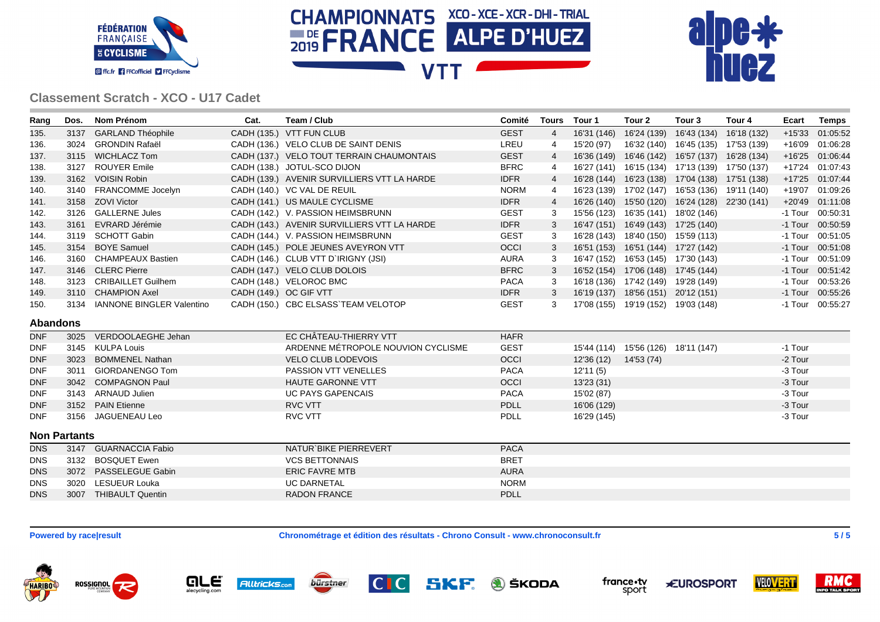## Classement Scratch - XCO - U17 Cadet

| Rang | Dos. | Nom Prénom | Cat. | Team / Club | Comité | Tours | Tour 1 | Tour 2 | Tour 3 | Tour 4 | Ecart | Temps |
|---|---|---|---|---|---|---|---|---|---|---|---|---|
| 135. | 3137 | GARLAND Théophile | CADH (135.) | VTT FUN CLUB | GEST | 4 | 16'31 (146) | 16'24 (139) | 16'43 (134) | 16'18 (132) | +15'33 | 01:05:52 |
| 136. | 3024 | GRONDIN Rafaël | CADH (136.) | VELO CLUB DE SAINT DENIS | LREU | 4 | 15'20 (97) | 16'32 (140) | 16'45 (135) | 17'53 (139) | +16'09 | 01:06:28 |
| 137. | 3115 | WICHLACZ Tom | CADH (137.) | VELO TOUT TERRAIN CHAUMONTAIS | GEST | 4 | 16'36 (149) | 16'46 (142) | 16'57 (137) | 16'28 (134) | +16'25 | 01:06:44 |
| 138. | 3127 | ROUYER Emile | CADH (138.) | JOTUL-SCO DIJON | BFRC | 4 | 16'27 (141) | 16'15 (134) | 17'13 (139) | 17'50 (137) | +17'24 | 01:07:43 |
| 139. | 3162 | VOISIN Robin | CADH (139.) | AVENIR SURVILLIERS VTT LA HARDE | IDFR | 4 | 16'28 (144) | 16'23 (138) | 17'04 (138) | 17'51 (138) | +17'25 | 01:07:44 |
| 140. | 3140 | FRANCOMME Jocelyn | CADH (140.) | VC VAL DE REUIL | NORM | 4 | 16'23 (139) | 17'02 (147) | 16'53 (136) | 19'11 (140) | +19'07 | 01:09:26 |
| 141. | 3158 | ZOVI Victor | CADH (141.) | US MAULE CYCLISME | IDFR | 4 | 16'26 (140) | 15'50 (120) | 16'24 (128) | 22'30 (141) | +20'49 | 01:11:08 |
| 142. | 3126 | GALLERNE Jules | CADH (142.) | V. PASSION HEIMSBRUNN | GEST | 3 | 15'56 (123) | 16'35 (141) | 18'02 (146) | | -1 Tour | 00:50:31 |
| 143. | 3161 | EVRARD Jérémie | CADH (143.) | AVENIR SURVILLIERS VTT LA HARDE | IDFR | 3 | 16'47 (151) | 16'49 (143) | 17'25 (140) | | -1 Tour | 00:50:59 |
| 144. | 3119 | SCHOTT Gabin | CADH (144.) | V. PASSION HEIMSBRUNN | GEST | 3 | 16'28 (143) | 18'40 (150) | 15'59 (113) | | -1 Tour | 00:51:05 |
| 145. | 3154 | BOYE Samuel | CADH (145.) | POLE JEUNES AVEYRON VTT | OCCI | 3 | 16'51 (153) | 16'51 (144) | 17'27 (142) | | -1 Tour | 00:51:08 |
| 146. | 3160 | CHAMPEAUX Bastien | CADH (146.) | CLUB VTT D`IRIGNY (JSI) | AURA | 3 | 16'47 (152) | 16'53 (145) | 17'30 (143) | | -1 Tour | 00:51:09 |
| 147. | 3146 | CLERC Pierre | CADH (147.) | VELO CLUB DOLOIS | BFRC | 3 | 16'52 (154) | 17'06 (148) | 17'45 (144) | | -1 Tour | 00:51:42 |
| 148. | 3123 | CRIBAILLET Guilhem | CADH (148.) | VELOROC BMC | PACA | 3 | 16'18 (136) | 17'42 (149) | 19'28 (149) | | -1 Tour | 00:53:26 |
| 149. | 3110 | CHAMPION Axel | CADH (149.) | OC GIF VTT | IDFR | 3 | 16'19 (137) | 18'56 (151) | 20'12 (151) | | -1 Tour | 00:55:26 |
| 150. | 3134 | IANNONE BINGLER Valentino | CADH (150.) | CBC ELSASS`TEAM VELOTOP | GEST | 3 | 17'08 (155) | 19'19 (152) | 19'03 (148) | | -1 Tour | 00:55:27 |

### Abandons

| Rang | Dos. | Nom Prénom | Cat. | Team / Club | Comité | Tours | Tour 1 | Tour 2 | Tour 3 | Tour 4 | Ecart | Temps |
|---|---|---|---|---|---|---|---|---|---|---|---|---|
| DNF | 3025 | VERDOOLAEGHE Jehan | | EC CHÂTEAU-THIERRY VTT | HAFR | | | | | | | |
| DNF | 3145 | KULPA Louis | | ARDENNE MÉTROPOLE NOUVION CYCLISME | GEST | | 15'44 (114) | 15'56 (126) | 18'11 (147) | | -1 Tour | |
| DNF | 3023 | BOMMENEL Nathan | | VELO CLUB LODEVOIS | OCCI | | 12'36 (12) | 14'53 (74) | | | -2 Tour | |
| DNF | 3011 | GIORDANENGO Tom | | PASSION VTT VENELLES | PACA | | 12'11 (5) | | | | -3 Tour | |
| DNF | 3042 | COMPAGNON Paul | | HAUTE GARONNE VTT | OCCI | | 13'23 (31) | | | | -3 Tour | |
| DNF | 3143 | ARNAUD Julien | | UC PAYS GAPENCAIS | PACA | | 15'02 (87) | | | | -3 Tour | |
| DNF | 3152 | PAIN Etienne | | RVC VTT | PDLL | | 16'06 (129) | | | | -3 Tour | |
| DNF | 3156 | JAGUENEAU Leo | | RVC VTT | PDLL | | 16'29 (145) | | | | -3 Tour | |

### Non Partants

| Rang | Dos. | Nom Prénom | Team / Club | Comité |
|---|---|---|---|---|
| DNS | 3147 | GUARNACCIA Fabio | NATUR`BIKE PIERREVERT | PACA |
| DNS | 3132 | BOSQUET Ewen | VCS BETTONNAIS | BRET |
| DNS | 3072 | PASSELEGUE Gabin | ERIC FAVRE MTB | AURA |
| DNS | 3020 | LESUEUR Louka | UC DARNETAL | NORM |
| DNS | 3007 | THIBAULT Quentin | RADON FRANCE | PDLL |

**Powered by race|result** **Chronométrage et édition des résultats - Chrono Consult - www.chronoconsult.fr**